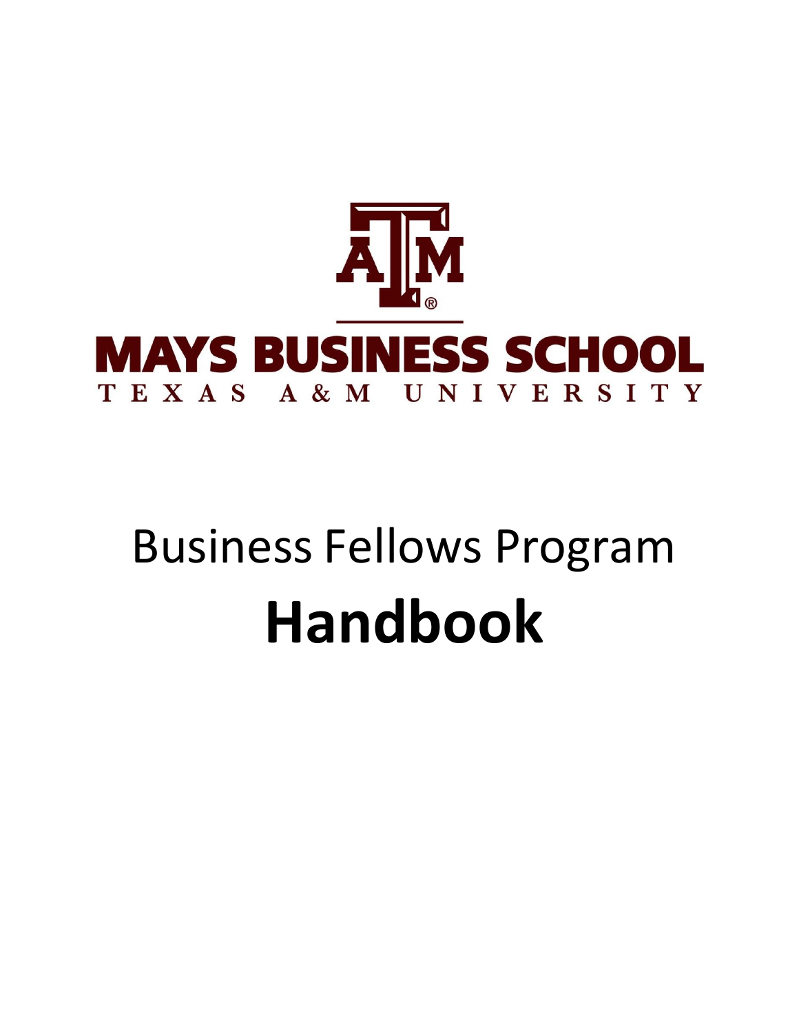MAYS BUSINESS SCHOOL

TEXAS A&M UNIVERSITY

# Business Fellows Program

# **Handbook**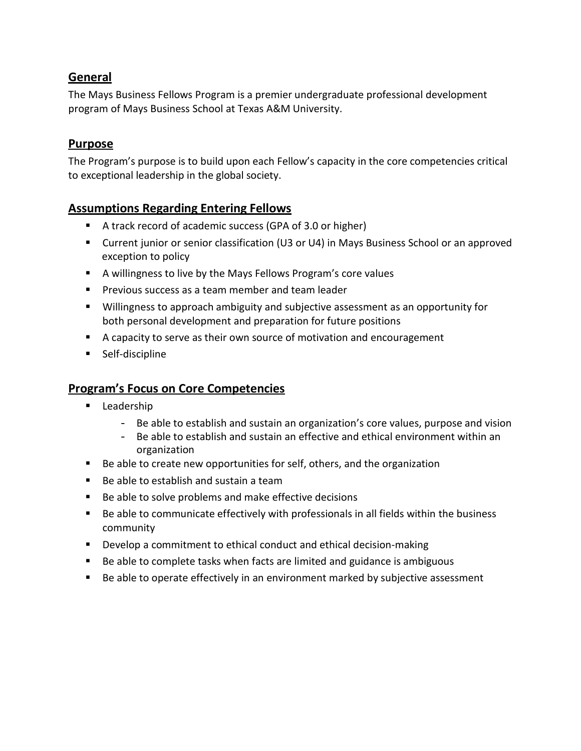## General

The Mays Business Fellows Program is a premier undergraduate professional development program of Mays Business School at Texas A&M University.

## Purpose

The Program's purpose is to build upon each Fellow's capacity in the core competencies critical to exceptional leadership in the global society.

## Assumptions Regarding Entering Fellows

- A track record of academic success (GPA of 3.0 or higher)
- Current junior or senior classification (U3 or U4) in Mays Business School or an approved exception to policy
- A willingness to live by the Mays Fellows Program's core values
- Previous success as a team member and team leader
- Willingness to approach ambiguity and subjective assessment as an opportunity for both personal development and preparation for future positions
- A capacity to serve as their own source of motivation and encouragement
- Self-discipline

## Program's Focus on Core Competencies

- Leadership
    - Be able to establish and sustain an organization's core values, purpose and vision
    - Be able to establish and sustain an effective and ethical environment within an organization
- Be able to create new opportunities for self, others, and the organization
- Be able to establish and sustain a team
- Be able to solve problems and make effective decisions
- Be able to communicate effectively with professionals in all fields within the business community
- Develop a commitment to ethical conduct and ethical decision-making
- Be able to complete tasks when facts are limited and guidance is ambiguous
- Be able to operate effectively in an environment marked by subjective assessment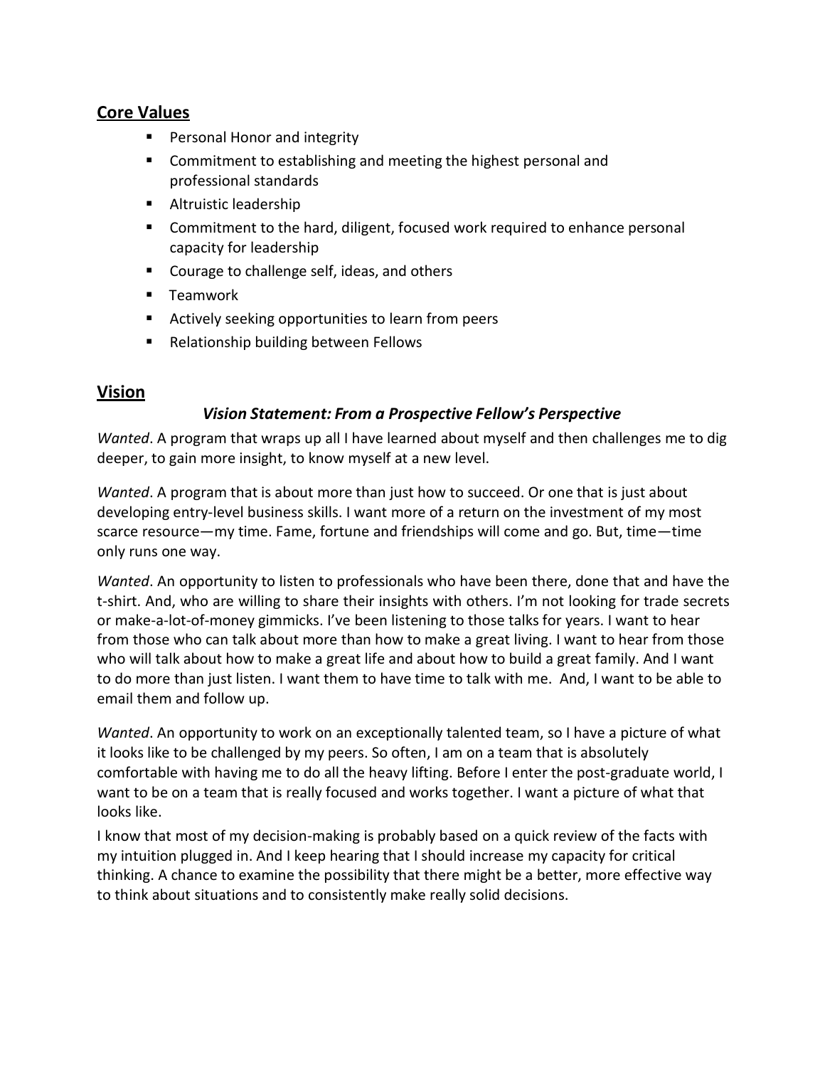## Core Values

- Personal Honor and integrity
- Commitment to establishing and meeting the highest personal and professional standards
- Altruistic leadership
- Commitment to the hard, diligent, focused work required to enhance personal capacity for leadership
- Courage to challenge self, ideas, and others
- Teamwork
- Actively seeking opportunities to learn from peers
- Relationship building between Fellows

## Vision

### *Vision Statement: From a Prospective Fellow's Perspective*

*Wanted*. A program that wraps up all I have learned about myself and then challenges me to dig deeper, to gain more insight, to know myself at a new level.

*Wanted*. A program that is about more than just how to succeed. Or one that is just about developing entry-level business skills. I want more of a return on the investment of my most scarce resource—my time. Fame, fortune and friendships will come and go. But, time—time only runs one way.

*Wanted*. An opportunity to listen to professionals who have been there, done that and have the t-shirt. And, who are willing to share their insights with others. I'm not looking for trade secrets or make-a-lot-of-money gimmicks. I've been listening to those talks for years. I want to hear from those who can talk about more than how to make a great living. I want to hear from those who will talk about how to make a great life and about how to build a great family. And I want to do more than just listen. I want them to have time to talk with me. And, I want to be able to email them and follow up.

*Wanted*. An opportunity to work on an exceptionally talented team, so I have a picture of what it looks like to be challenged by my peers. So often, I am on a team that is absolutely comfortable with having me to do all the heavy lifting. Before I enter the post-graduate world, I want to be on a team that is really focused and works together. I want a picture of what that looks like.

I know that most of my decision-making is probably based on a quick review of the facts with my intuition plugged in. And I keep hearing that I should increase my capacity for critical thinking. A chance to examine the possibility that there might be a better, more effective way to think about situations and to consistently make really solid decisions.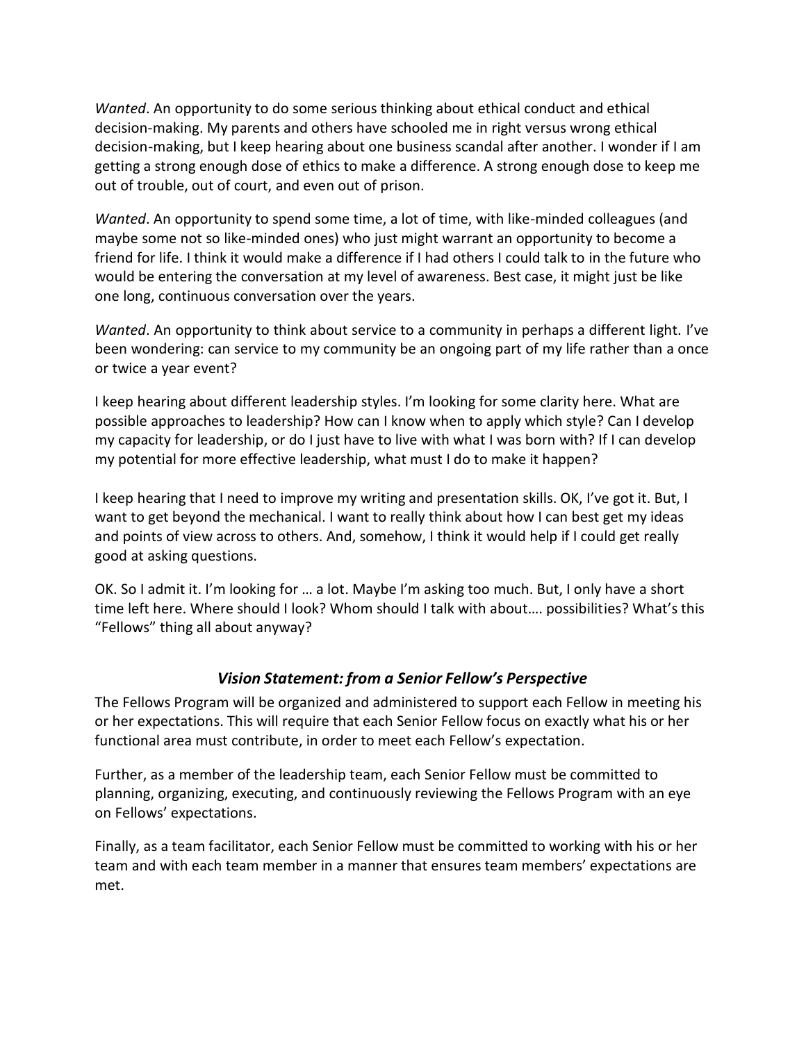*Wanted*. An opportunity to do some serious thinking about ethical conduct and ethical decision-making. My parents and others have schooled me in right versus wrong ethical decision-making, but I keep hearing about one business scandal after another. I wonder if I am getting a strong enough dose of ethics to make a difference. A strong enough dose to keep me out of trouble, out of court, and even out of prison.

*Wanted*. An opportunity to spend some time, a lot of time, with like-minded colleagues (and maybe some not so like-minded ones) who just might warrant an opportunity to become a friend for life. I think it would make a difference if I had others I could talk to in the future who would be entering the conversation at my level of awareness. Best case, it might just be like one long, continuous conversation over the years.

*Wanted*. An opportunity to think about service to a community in perhaps a different light. I've been wondering: can service to my community be an ongoing part of my life rather than a once or twice a year event?

I keep hearing about different leadership styles. I'm looking for some clarity here. What are possible approaches to leadership? How can I know when to apply which style? Can I develop my capacity for leadership, or do I just have to live with what I was born with? If I can develop my potential for more effective leadership, what must I do to make it happen?

I keep hearing that I need to improve my writing and presentation skills. OK, I've got it. But, I want to get beyond the mechanical. I want to really think about how I can best get my ideas and points of view across to others. And, somehow, I think it would help if I could get really good at asking questions.

OK. So I admit it. I'm looking for … a lot. Maybe I'm asking too much. But, I only have a short time left here. Where should I look? Whom should I talk with about…. possibilities? What's this "Fellows" thing all about anyway?

### *Vision Statement: from a Senior Fellow's Perspective*

The Fellows Program will be organized and administered to support each Fellow in meeting his or her expectations. This will require that each Senior Fellow focus on exactly what his or her functional area must contribute, in order to meet each Fellow's expectation.

Further, as a member of the leadership team, each Senior Fellow must be committed to planning, organizing, executing, and continuously reviewing the Fellows Program with an eye on Fellows' expectations.

Finally, as a team facilitator, each Senior Fellow must be committed to working with his or her team and with each team member in a manner that ensures team members' expectations are met.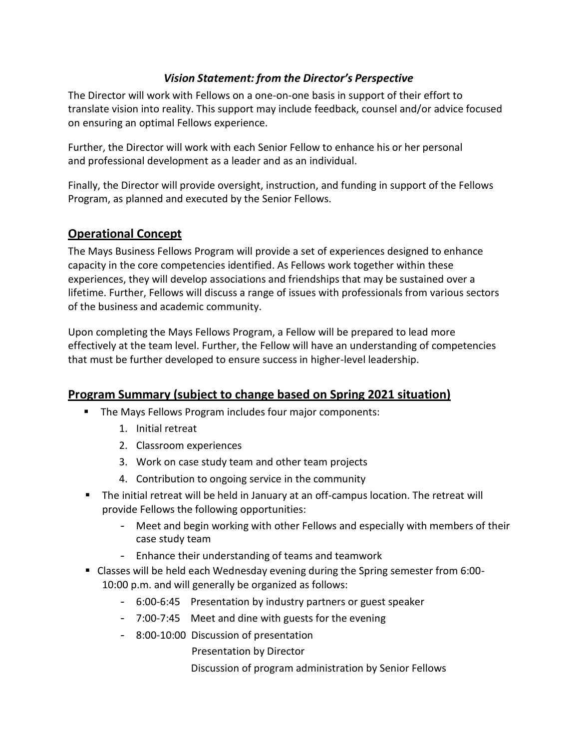### *Vision Statement: from the Director's Perspective*

The Director will work with Fellows on a one-on-one basis in support of their effort to translate vision into reality. This support may include feedback, counsel and/or advice focused on ensuring an optimal Fellows experience.

Further, the Director will work with each Senior Fellow to enhance his or her personal and professional development as a leader and as an individual.

Finally, the Director will provide oversight, instruction, and funding in support of the Fellows Program, as planned and executed by the Senior Fellows.

## Operational Concept

The Mays Business Fellows Program will provide a set of experiences designed to enhance capacity in the core competencies identified. As Fellows work together within these experiences, they will develop associations and friendships that may be sustained over a lifetime. Further, Fellows will discuss a range of issues with professionals from various sectors of the business and academic community.

Upon completing the Mays Fellows Program, a Fellow will be prepared to lead more effectively at the team level. Further, the Fellow will have an understanding of competencies that must be further developed to ensure success in higher-level leadership.

## Program Summary (subject to change based on Spring 2021 situation)

- The Mays Fellows Program includes four major components:
  1. Initial retreat
  2. Classroom experiences
  3. Work on case study team and other team projects
  4. Contribution to ongoing service in the community
- The initial retreat will be held in January at an off-campus location. The retreat will provide Fellows the following opportunities:
  - Meet and begin working with other Fellows and especially with members of their case study team
  - Enhance their understanding of teams and teamwork
- Classes will be held each Wednesday evening during the Spring semester from 6:00-10:00 p.m. and will generally be organized as follows:
  - 6:00-6:45 Presentation by industry partners or guest speaker
  - 7:00-7:45 Meet and dine with guests for the evening
  - 8:00-10:00 Discussion of presentation
    Presentation by Director
    Discussion of program administration by Senior Fellows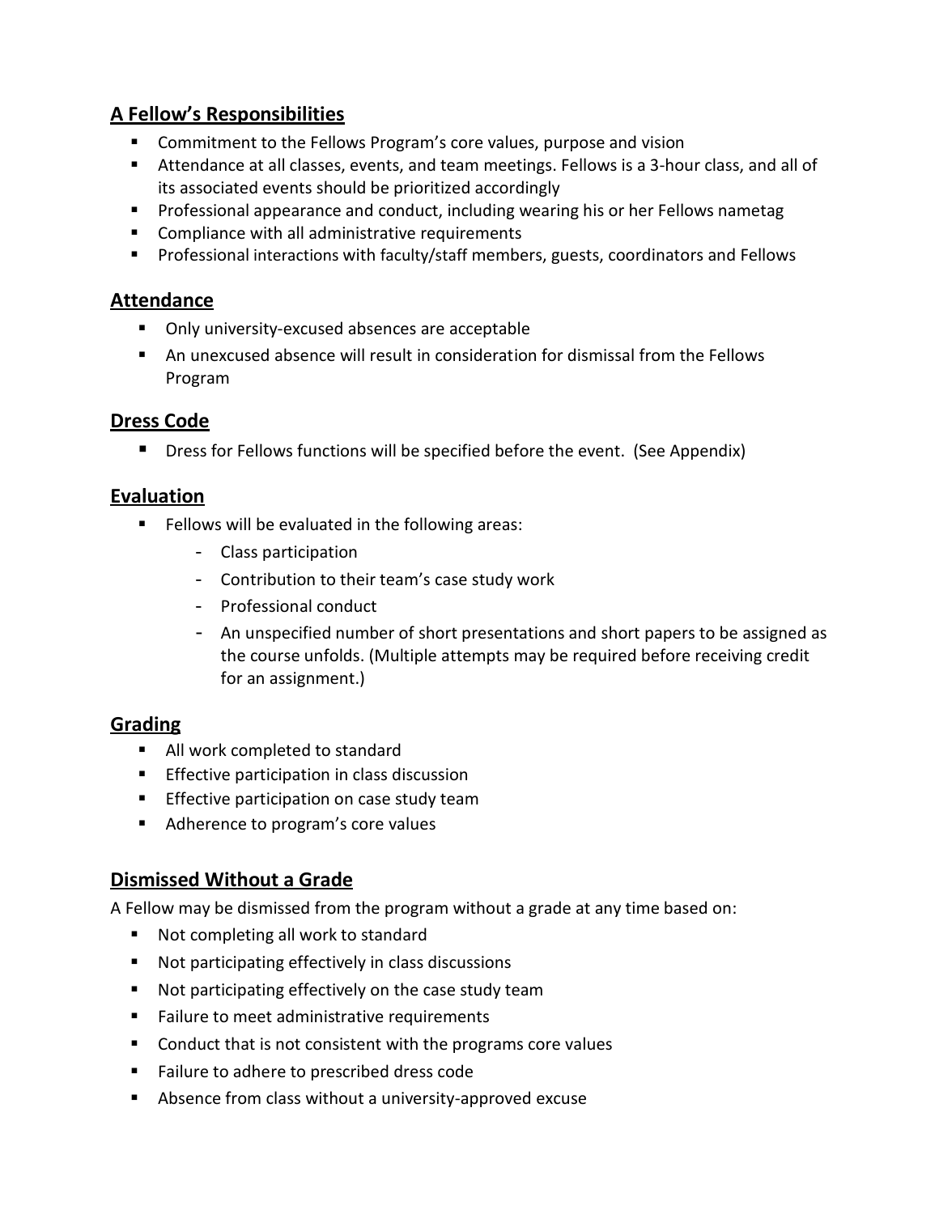## A Fellow's Responsibilities

- Commitment to the Fellows Program's core values, purpose and vision
- Attendance at all classes, events, and team meetings. Fellows is a 3-hour class, and all of its associated events should be prioritized accordingly
- Professional appearance and conduct, including wearing his or her Fellows nametag
- Compliance with all administrative requirements
- Professional interactions with faculty/staff members, guests, coordinators and Fellows

## Attendance

- Only university-excused absences are acceptable
- An unexcused absence will result in consideration for dismissal from the Fellows Program

## Dress Code

- Dress for Fellows functions will be specified before the event. (See Appendix)

## Evaluation

- Fellows will be evaluated in the following areas:
  - Class participation
  - Contribution to their team's case study work
  - Professional conduct
  - An unspecified number of short presentations and short papers to be assigned as the course unfolds. (Multiple attempts may be required before receiving credit for an assignment.)

## Grading

- All work completed to standard
- Effective participation in class discussion
- Effective participation on case study team
- Adherence to program's core values

## Dismissed Without a Grade

A Fellow may be dismissed from the program without a grade at any time based on:

- Not completing all work to standard
- Not participating effectively in class discussions
- Not participating effectively on the case study team
- Failure to meet administrative requirements
- Conduct that is not consistent with the programs core values
- Failure to adhere to prescribed dress code
- Absence from class without a university-approved excuse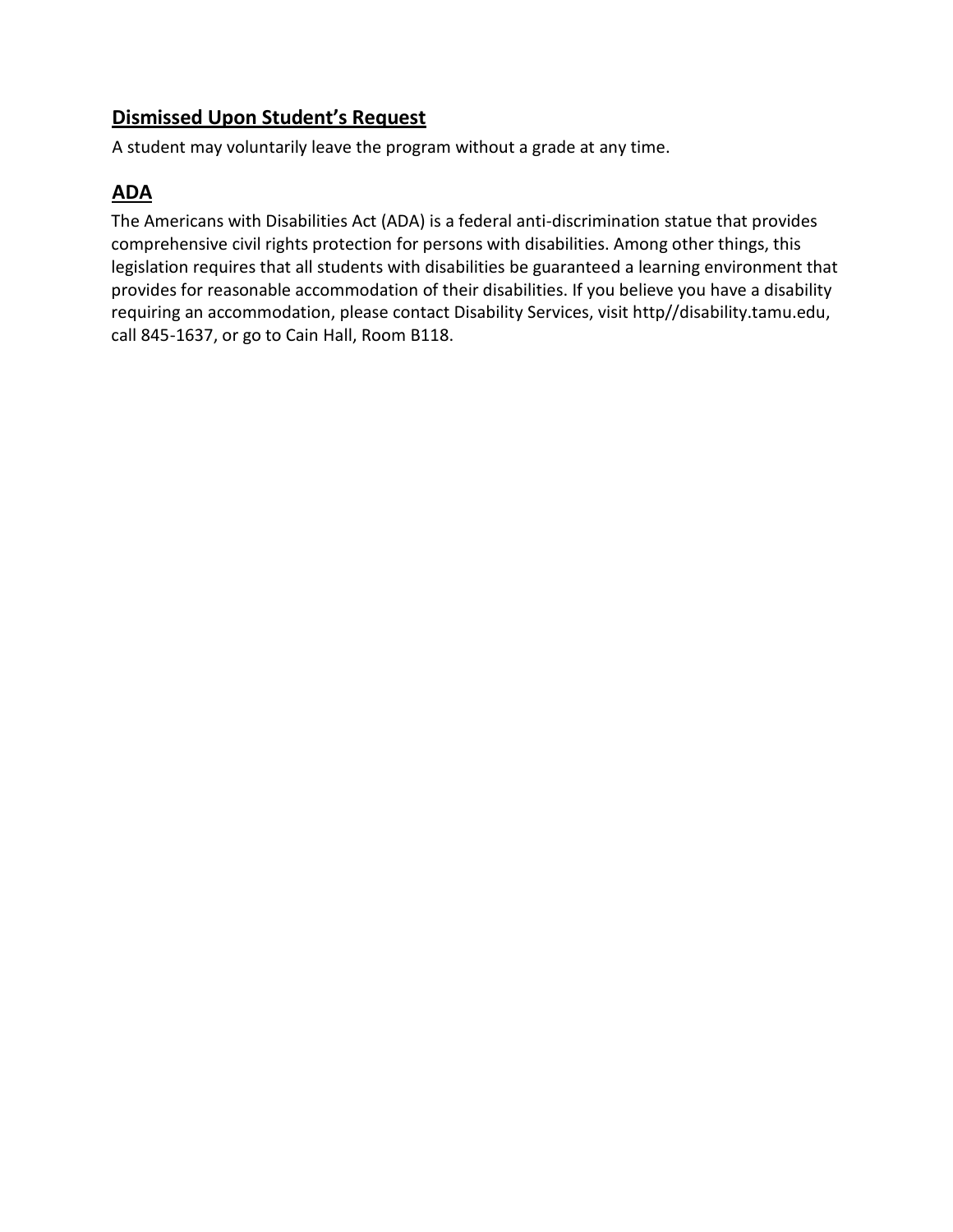## Dismissed Upon Student's Request

A student may voluntarily leave the program without a grade at any time.

## ADA

The Americans with Disabilities Act (ADA) is a federal anti-discrimination statue that provides comprehensive civil rights protection for persons with disabilities. Among other things, this legislation requires that all students with disabilities be guaranteed a learning environment that provides for reasonable accommodation of their disabilities. If you believe you have a disability requiring an accommodation, please contact Disability Services, visit http//disability.tamu.edu, call 845-1637, or go to Cain Hall, Room B118.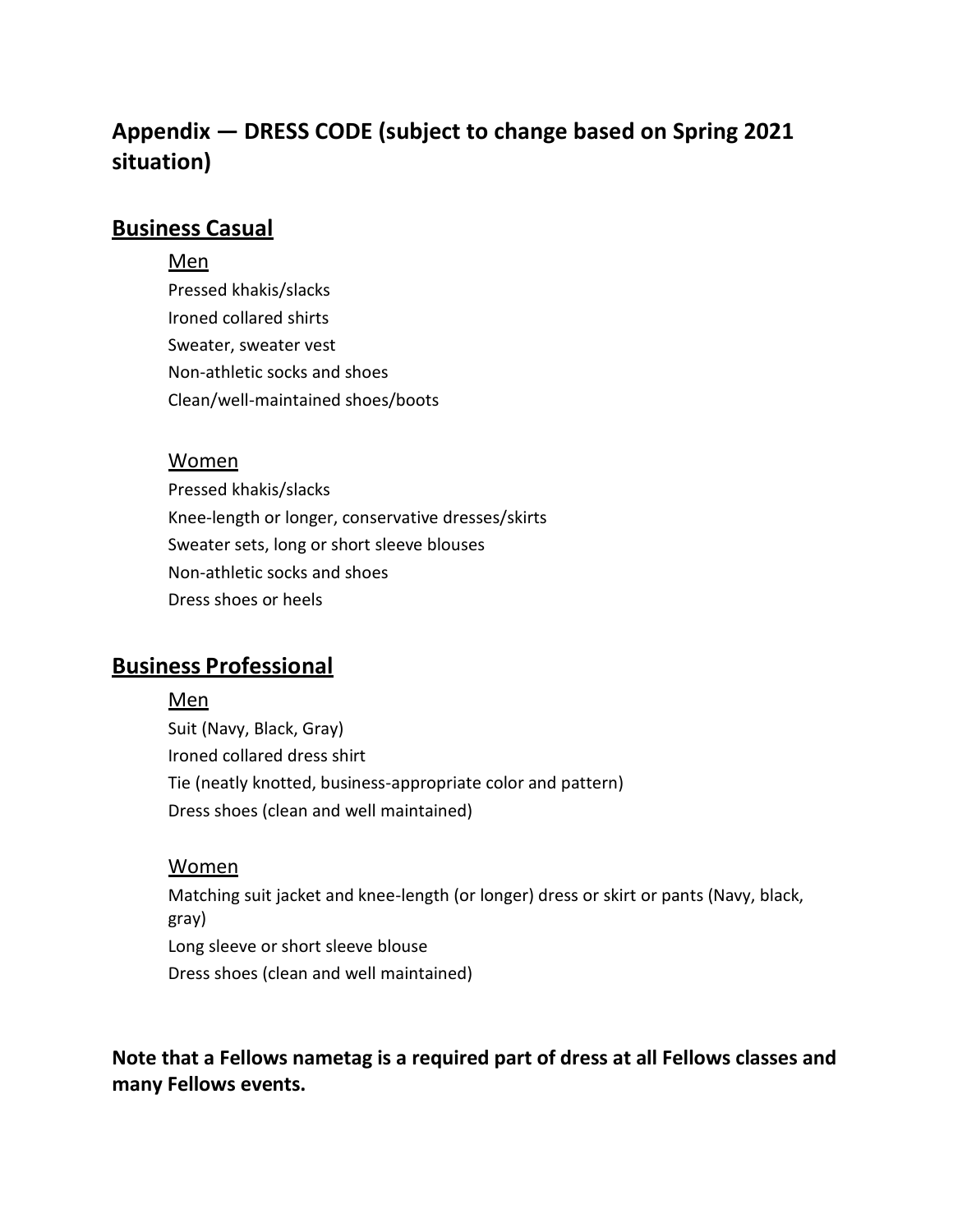## Appendix — DRESS CODE (subject to change based on Spring 2021 situation)

## Business Casual

### Men

Pressed khakis/slacks
Ironed collared shirts
Sweater, sweater vest
Non-athletic socks and shoes
Clean/well-maintained shoes/boots

### Women

Pressed khakis/slacks
Knee-length or longer, conservative dresses/skirts
Sweater sets, long or short sleeve blouses
Non-athletic socks and shoes
Dress shoes or heels

## Business Professional

### Men

Suit (Navy, Black, Gray)
Ironed collared dress shirt
Tie (neatly knotted, business-appropriate color and pattern)
Dress shoes (clean and well maintained)

### Women

Matching suit jacket and knee-length (or longer) dress or skirt or pants (Navy, black, gray)
Long sleeve or short sleeve blouse
Dress shoes (clean and well maintained)

**Note that a Fellows nametag is a required part of dress at all Fellows classes and many Fellows events.**